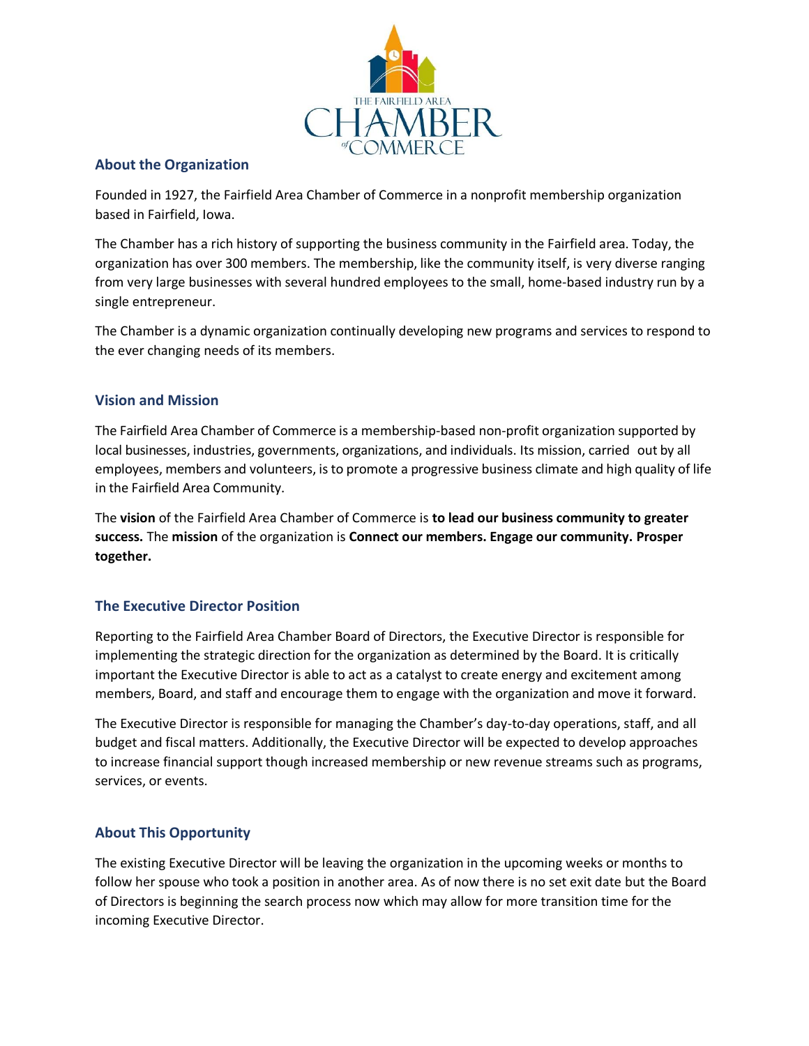THE FAIRFIELD AREA CHAMBER of COMMERCE

## About the Organization

Founded in 1927, the Fairfield Area Chamber of Commerce in a nonprofit membership organization based in Fairfield, Iowa.

The Chamber has a rich history of supporting the business community in the Fairfield area. Today, the organization has over 300 members. The membership, like the community itself, is very diverse ranging from very large businesses with several hundred employees to the small, home-based industry run by a single entrepreneur.

The Chamber is a dynamic organization continually developing new programs and services to respond to the ever changing needs of its members.

## Vision and Mission

The Fairfield Area Chamber of Commerce is a membership-based non-profit organization supported by local businesses, industries, governments, organizations, and individuals. Its mission, carried out by all employees, members and volunteers, is to promote a progressive business climate and high quality of life in the Fairfield Area Community.

The **vision** of the Fairfield Area Chamber of Commerce is **to lead our business community to greater success.** The **mission** of the organization is **Connect our members. Engage our community. Prosper together.**

## The Executive Director Position

Reporting to the Fairfield Area Chamber Board of Directors, the Executive Director is responsible for implementing the strategic direction for the organization as determined by the Board. It is critically important the Executive Director is able to act as a catalyst to create energy and excitement among members, Board, and staff and encourage them to engage with the organization and move it forward.

The Executive Director is responsible for managing the Chamber's day-to-day operations, staff, and all budget and fiscal matters. Additionally, the Executive Director will be expected to develop approaches to increase financial support though increased membership or new revenue streams such as programs, services, or events.

## About This Opportunity

The existing Executive Director will be leaving the organization in the upcoming weeks or months to follow her spouse who took a position in another area. As of now there is no set exit date but the Board of Directors is beginning the search process now which may allow for more transition time for the incoming Executive Director.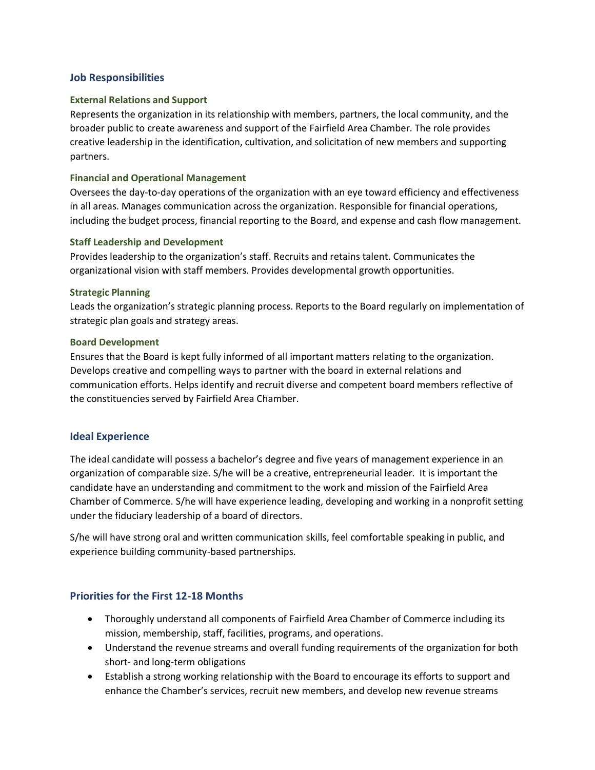## Job Responsibilities

### External Relations and Support

Represents the organization in its relationship with members, partners, the local community, and the broader public to create awareness and support of the Fairfield Area Chamber. The role provides creative leadership in the identification, cultivation, and solicitation of new members and supporting partners.

### Financial and Operational Management

Oversees the day-to-day operations of the organization with an eye toward efficiency and effectiveness in all areas. Manages communication across the organization. Responsible for financial operations, including the budget process, financial reporting to the Board, and expense and cash flow management.

### Staff Leadership and Development

Provides leadership to the organization's staff. Recruits and retains talent. Communicates the organizational vision with staff members. Provides developmental growth opportunities.

### Strategic Planning

Leads the organization's strategic planning process. Reports to the Board regularly on implementation of strategic plan goals and strategy areas.

### Board Development

Ensures that the Board is kept fully informed of all important matters relating to the organization. Develops creative and compelling ways to partner with the board in external relations and communication efforts. Helps identify and recruit diverse and competent board members reflective of the constituencies served by Fairfield Area Chamber.

## Ideal Experience

The ideal candidate will possess a bachelor's degree and five years of management experience in an organization of comparable size. S/he will be a creative, entrepreneurial leader. It is important the candidate have an understanding and commitment to the work and mission of the Fairfield Area Chamber of Commerce. S/he will have experience leading, developing and working in a nonprofit setting under the fiduciary leadership of a board of directors.

S/he will have strong oral and written communication skills, feel comfortable speaking in public, and experience building community-based partnerships.

## Priorities for the First 12-18 Months

- Thoroughly understand all components of Fairfield Area Chamber of Commerce including its mission, membership, staff, facilities, programs, and operations.
- Understand the revenue streams and overall funding requirements of the organization for both short- and long-term obligations
- Establish a strong working relationship with the Board to encourage its efforts to support and enhance the Chamber's services, recruit new members, and develop new revenue streams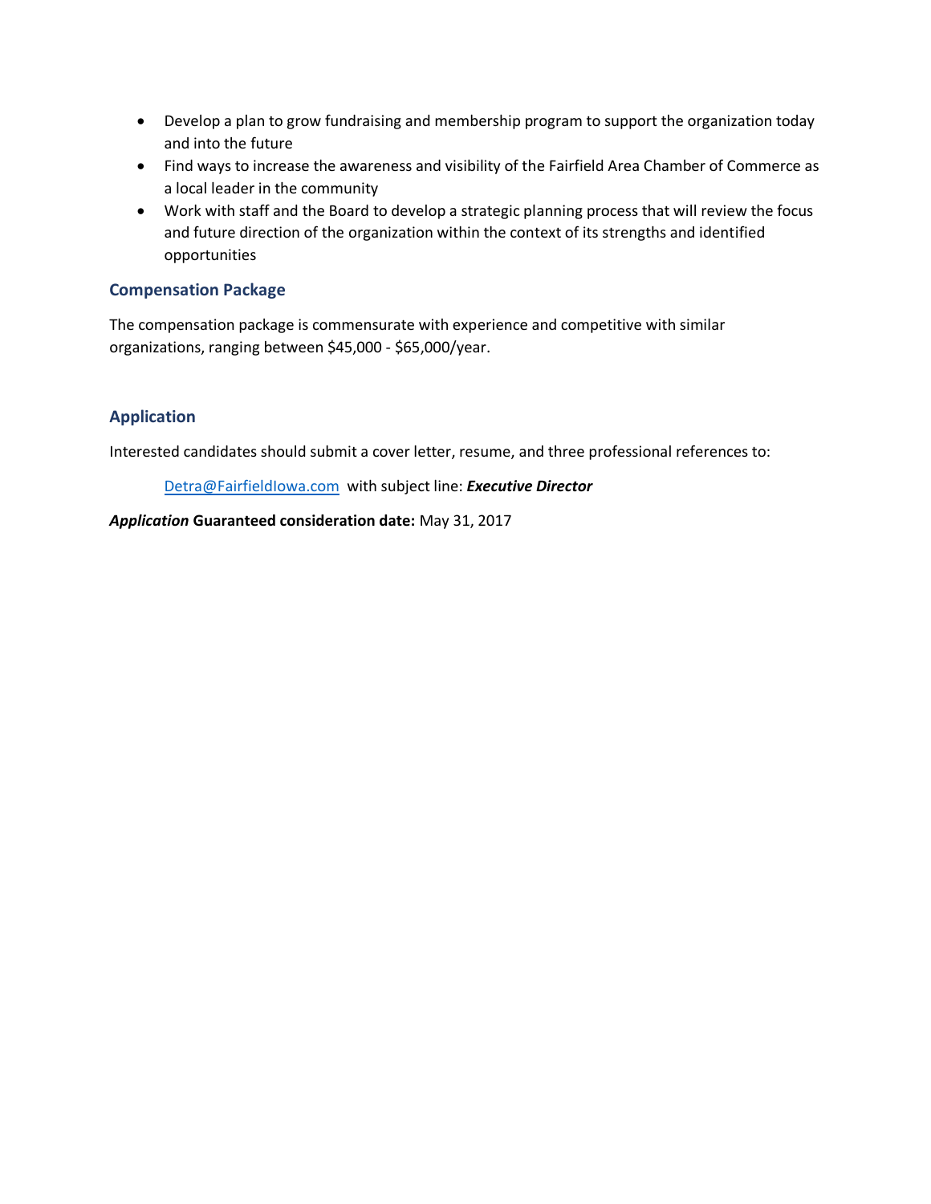- Develop a plan to grow fundraising and membership program to support the organization today and into the future
- Find ways to increase the awareness and visibility of the Fairfield Area Chamber of Commerce as a local leader in the community
- Work with staff and the Board to develop a strategic planning process that will review the focus and future direction of the organization within the context of its strengths and identified opportunities

### Compensation Package

The compensation package is commensurate with experience and competitive with similar organizations, ranging between $45,000 - $65,000/year.

### Application

Interested candidates should submit a cover letter, resume, and three professional references to:

Detra@FairfieldIowa.com with subject line: ***Executive Director***

***Application*** **Guaranteed consideration date:** May 31, 2017